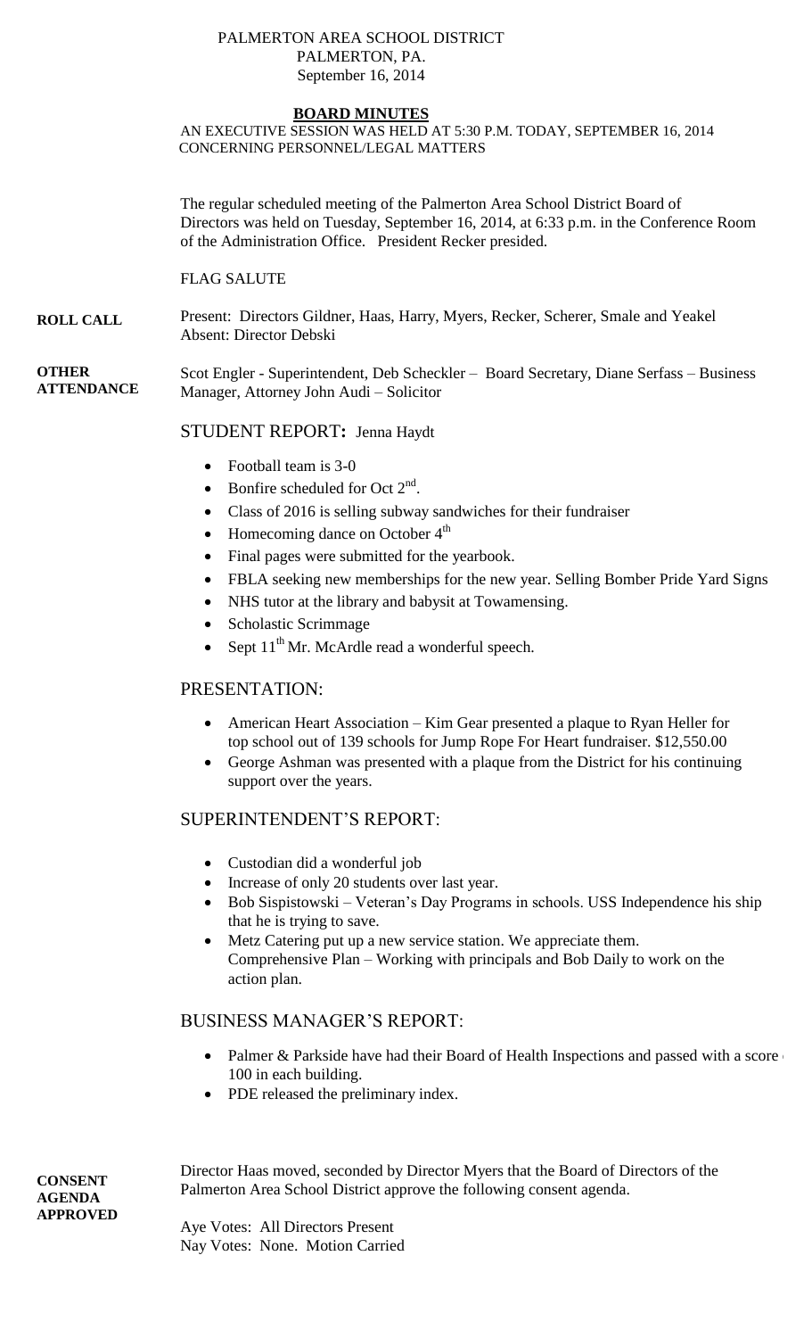PALMERTON AREA SCHOOL DISTRICT
PALMERTON, PA.
September 16, 2014

# BOARD MINUTES

AN EXECUTIVE SESSION WAS HELD AT 5:30 P.M. TODAY, SEPTEMBER 16, 2014 CONCERNING PERSONNEL/LEGAL MATTERS

The regular scheduled meeting of the Palmerton Area School District Board of Directors was held on Tuesday, September 16, 2014, at 6:33 p.m. in the Conference Room of the Administration Office. President Recker presided.

FLAG SALUTE

**ROLL CALL**

Present: Directors Gildner, Haas, Harry, Myers, Recker, Scherer, Smale and Yeakel
Absent: Director Debski

**OTHER ATTENDANCE**

Scot Engler - Superintendent, Deb Scheckler – Board Secretary, Diane Serfass – Business Manager, Attorney John Audi – Solicitor

## STUDENT REPORT: Jenna Haydt

- Football team is 3-0
- Bonfire scheduled for Oct 2nd.
- Class of 2016 is selling subway sandwiches for their fundraiser
- Homecoming dance on October 4th
- Final pages were submitted for the yearbook.
- FBLA seeking new memberships for the new year. Selling Bomber Pride Yard Signs
- NHS tutor at the library and babysit at Towamensing.
- Scholastic Scrimmage
- Sept 11th Mr. McArdle read a wonderful speech.

## PRESENTATION:

- American Heart Association – Kim Gear presented a plaque to Ryan Heller for top school out of 139 schools for Jump Rope For Heart fundraiser. $12,550.00
- George Ashman was presented with a plaque from the District for his continuing support over the years.

## SUPERINTENDENT'S REPORT:

- Custodian did a wonderful job
- Increase of only 20 students over last year.
- Bob Sispistowski – Veteran's Day Programs in schools. USS Independence his ship that he is trying to save.
- Metz Catering put up a new service station. We appreciate them. Comprehensive Plan – Working with principals and Bob Daily to work on the action plan.

## BUSINESS MANAGER'S REPORT:

- Palmer & Parkside have had their Board of Health Inspections and passed with a score of 100 in each building.
- PDE released the preliminary index.

**CONSENT AGENDA APPROVED**

Director Haas moved, seconded by Director Myers that the Board of Directors of the Palmerton Area School District approve the following consent agenda.

Aye Votes: All Directors Present
Nay Votes: None. Motion Carried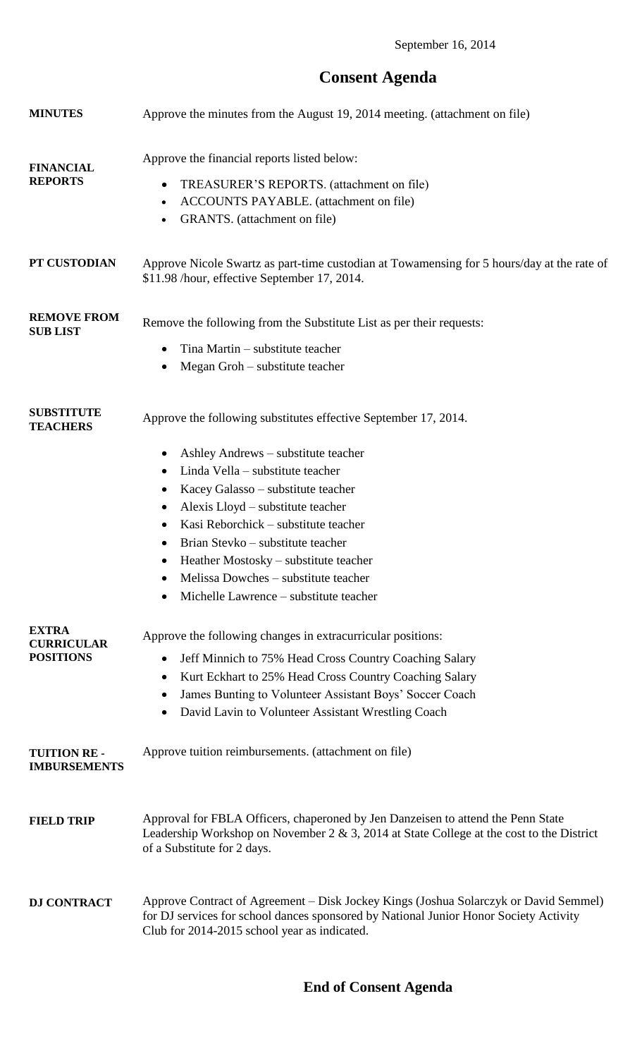September 16, 2014

# Consent Agenda

**MINUTES**

Approve the minutes from the August 19, 2014 meeting. (attachment on file)

**FINANCIAL REPORTS**

Approve the financial reports listed below:

- TREASURER'S REPORTS. (attachment on file)
- ACCOUNTS PAYABLE. (attachment on file)
- GRANTS. (attachment on file)

**PT CUSTODIAN**

Approve Nicole Swartz as part-time custodian at Towamensing for 5 hours/day at the rate of $11.98 /hour, effective September 17, 2014.

**REMOVE FROM SUB LIST**

Remove the following from the Substitute List as per their requests:

- Tina Martin – substitute teacher
- Megan Groh – substitute teacher

**SUBSTITUTE TEACHERS**

Approve the following substitutes effective September 17, 2014.

- Ashley Andrews – substitute teacher
- Linda Vella – substitute teacher
- Kacey Galasso – substitute teacher
- Alexis Lloyd – substitute teacher
- Kasi Reborchick – substitute teacher
- Brian Stevko – substitute teacher
- Heather Mostosky – substitute teacher
- Melissa Dowches – substitute teacher
- Michelle Lawrence – substitute teacher

**EXTRA CURRICULAR POSITIONS**

Approve the following changes in extracurricular positions:

- Jeff Minnich to 75% Head Cross Country Coaching Salary
- Kurt Eckhart to 25% Head Cross Country Coaching Salary
- James Bunting to Volunteer Assistant Boys' Soccer Coach
- David Lavin to Volunteer Assistant Wrestling Coach

**TUITION RE - IMBURSEMENTS**

Approve tuition reimbursements. (attachment on file)

**FIELD TRIP**

Approval for FBLA Officers, chaperoned by Jen Danzeisen to attend the Penn State Leadership Workshop on November 2 & 3, 2014 at State College at the cost to the District of a Substitute for 2 days.

**DJ CONTRACT**

Approve Contract of Agreement – Disk Jockey Kings (Joshua Solarczyk or David Semmel) for DJ services for school dances sponsored by National Junior Honor Society Activity Club for 2014-2015 school year as indicated.

## End of Consent Agenda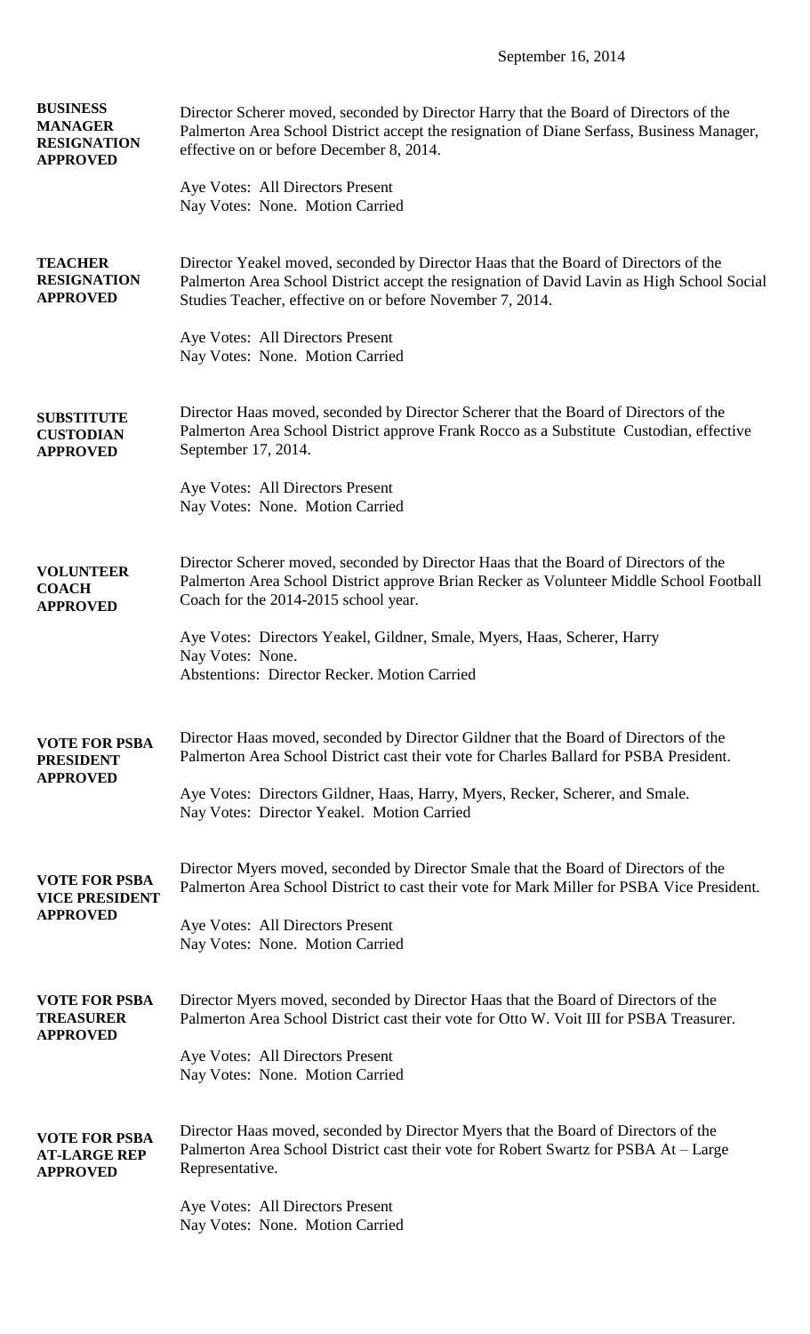September 16, 2014

**BUSINESS MANAGER RESIGNATION APPROVED**

Director Scherer moved, seconded by Director Harry that the Board of Directors of the Palmerton Area School District accept the resignation of Diane Serfass, Business Manager, effective on or before December 8, 2014.

Aye Votes: All Directors Present
Nay Votes: None. Motion Carried

**TEACHER RESIGNATION APPROVED**

Director Yeakel moved, seconded by Director Haas that the Board of Directors of the Palmerton Area School District accept the resignation of David Lavin as High School Social Studies Teacher, effective on or before November 7, 2014.

Aye Votes: All Directors Present
Nay Votes: None. Motion Carried

**SUBSTITUTE CUSTODIAN APPROVED**

Director Haas moved, seconded by Director Scherer that the Board of Directors of the Palmerton Area School District approve Frank Rocco as a Substitute Custodian, effective September 17, 2014.

Aye Votes: All Directors Present
Nay Votes: None. Motion Carried

**VOLUNTEER COACH APPROVED**

Director Scherer moved, seconded by Director Haas that the Board of Directors of the Palmerton Area School District approve Brian Recker as Volunteer Middle School Football Coach for the 2014-2015 school year.

Aye Votes: Directors Yeakel, Gildner, Smale, Myers, Haas, Scherer, Harry
Nay Votes: None.
Abstentions: Director Recker. Motion Carried

**VOTE FOR PSBA PRESIDENT APPROVED**

Director Haas moved, seconded by Director Gildner that the Board of Directors of the Palmerton Area School District cast their vote for Charles Ballard for PSBA President.

Aye Votes: Directors Gildner, Haas, Harry, Myers, Recker, Scherer, and Smale.
Nay Votes: Director Yeakel. Motion Carried

**VOTE FOR PSBA VICE PRESIDENT APPROVED**

Director Myers moved, seconded by Director Smale that the Board of Directors of the Palmerton Area School District to cast their vote for Mark Miller for PSBA Vice President.

Aye Votes: All Directors Present
Nay Votes: None. Motion Carried

**VOTE FOR PSBA TREASURER APPROVED**

Director Myers moved, seconded by Director Haas that the Board of Directors of the Palmerton Area School District cast their vote for Otto W. Voit III for PSBA Treasurer.

Aye Votes: All Directors Present
Nay Votes: None. Motion Carried

**VOTE FOR PSBA AT-LARGE REP APPROVED**

Director Haas moved, seconded by Director Myers that the Board of Directors of the Palmerton Area School District cast their vote for Robert Swartz for PSBA At – Large Representative.

Aye Votes: All Directors Present
Nay Votes: None. Motion Carried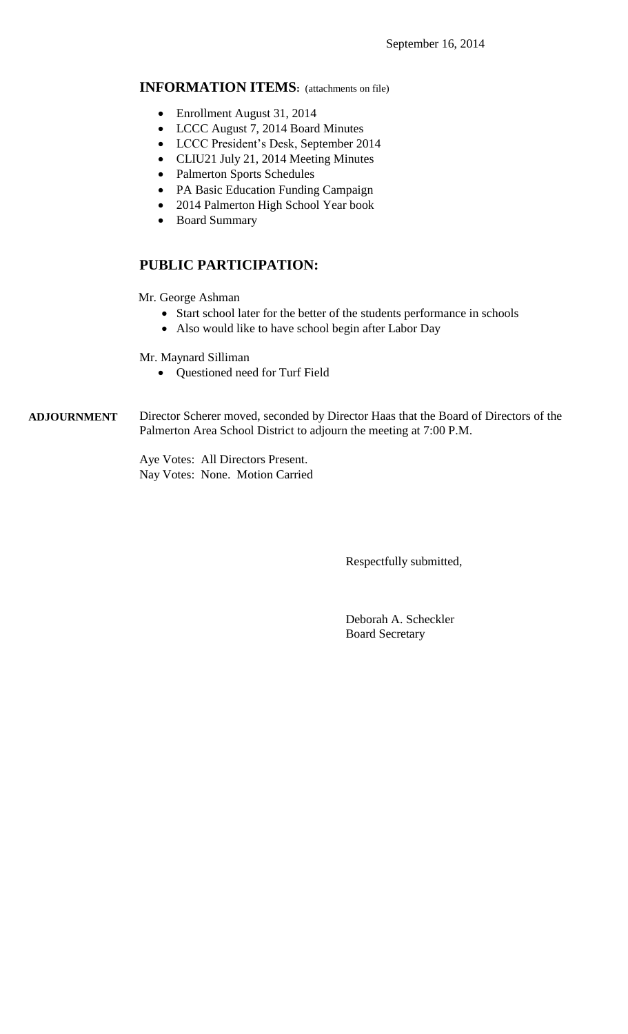September 16, 2014

## INFORMATION ITEMS: (attachments on file)

- Enrollment August 31, 2014
- LCCC August 7, 2014 Board Minutes
- LCCC President's Desk, September 2014
- CLIU21 July 21, 2014 Meeting Minutes
- Palmerton Sports Schedules
- PA Basic Education Funding Campaign
- 2014 Palmerton High School Year book
- Board Summary

## PUBLIC PARTICIPATION:

Mr. George Ashman

- Start school later for the better of the students performance in schools
- Also would like to have school begin after Labor Day

Mr. Maynard Silliman

- Questioned need for Turf Field

**ADJOURNMENT** Director Scherer moved, seconded by Director Haas that the Board of Directors of the Palmerton Area School District to adjourn the meeting at 7:00 P.M.

Aye Votes: All Directors Present.
Nay Votes: None. Motion Carried

Respectfully submitted,

Deborah A. Scheckler
Board Secretary